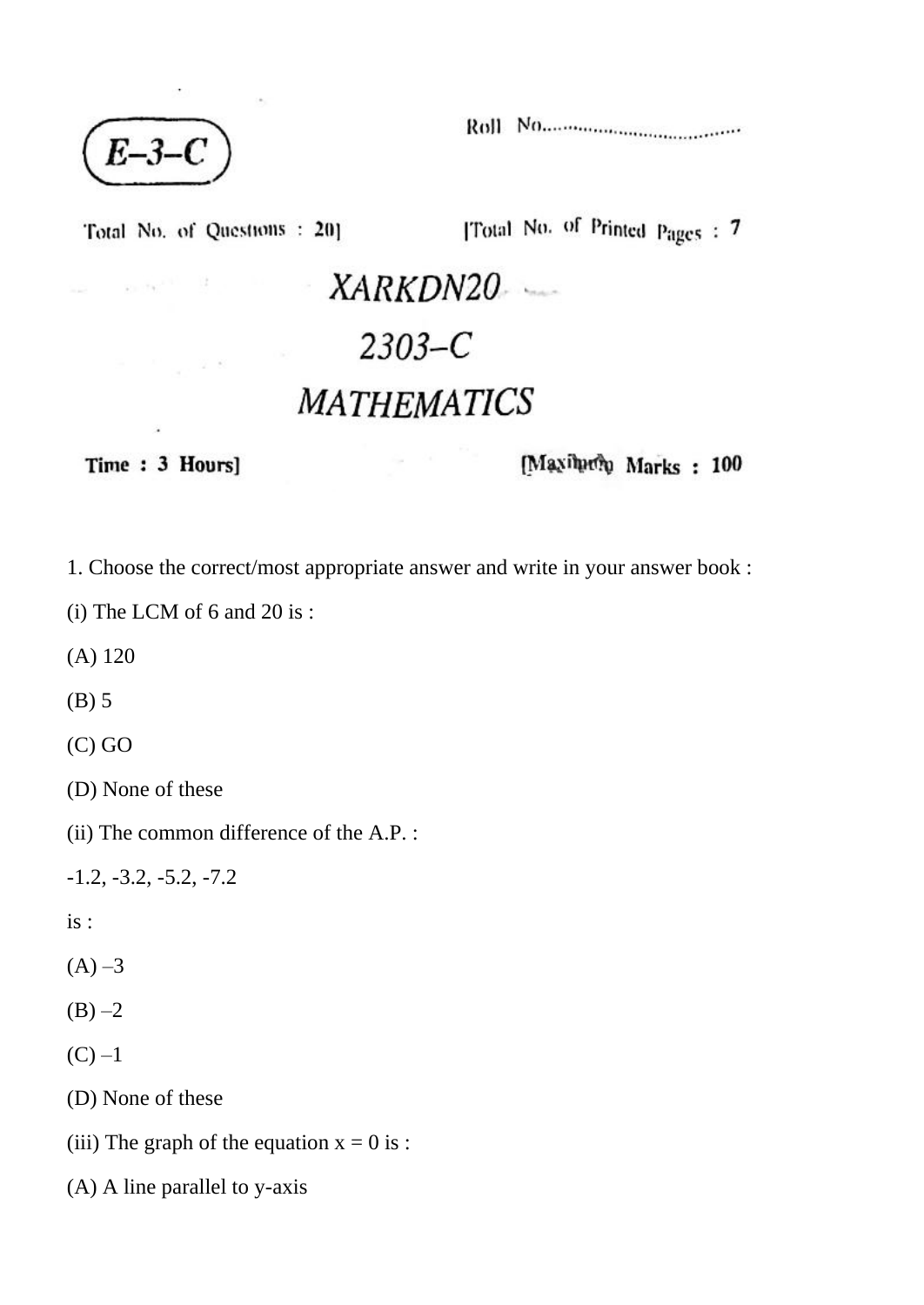**E–3–C**

Roll No.................................

Total No. of Questions : 20]

[Total No. of Printed Pages : 7

# XARKDN20

## 2303–C

# MATHEMATICS

**Time : 3 Hours]**

**[Maximum Marks : 100**

1. Choose the correct/most appropriate answer and write in your answer book :

(i) The LCM of 6 and 20 is :

(A) 120

(B) 5

(C) GO

(D) None of these

(ii) The common difference of the A.P. :

-1.2, -3.2, -5.2, -7.2

is :

(A) –3

(B) –2

(C) –1

(D) None of these

(iii) The graph of the equation $x = 0$ is :

(A) A line parallel to y-axis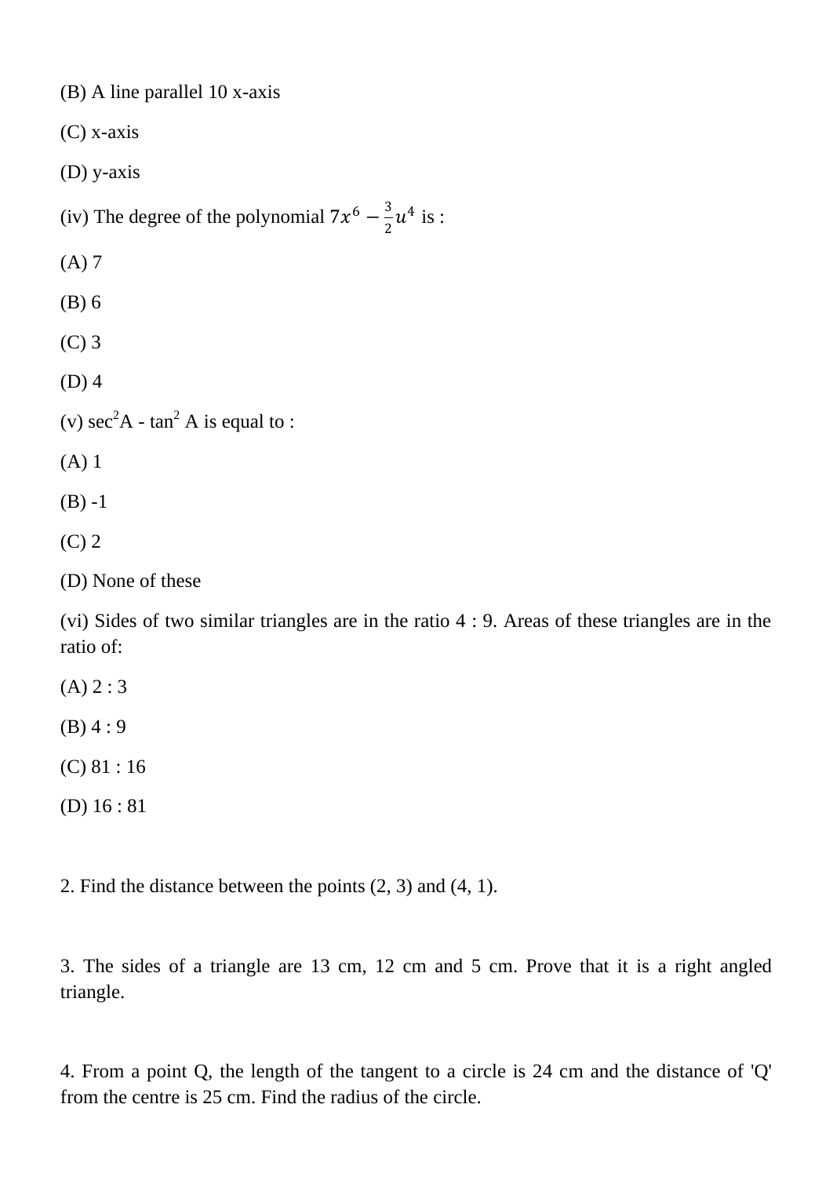(B) A line parallel 10 x-axis

(C) x-axis

(D) y-axis

(iv) The degree of the polynomial $7x^6 - \frac{3}{2}u^4$ is :

(A) 7

(B) 6

(C) 3

(D) 4

(v) $\sec^2 A - \tan^2 A$ is equal to :

(A) 1

(B) -1

(C) 2

(D) None of these

(vi) Sides of two similar triangles are in the ratio 4 : 9. Areas of these triangles are in the ratio of:

(A) 2 : 3

(B) 4 : 9

(C) 81 : 16

(D) 16 : 81

2. Find the distance between the points (2, 3) and (4, 1).

3. The sides of a triangle are 13 cm, 12 cm and 5 cm. Prove that it is a right angled triangle.

4. From a point Q, the length of the tangent to a circle is 24 cm and the distance of 'Q' from the centre is 25 cm. Find the radius of the circle.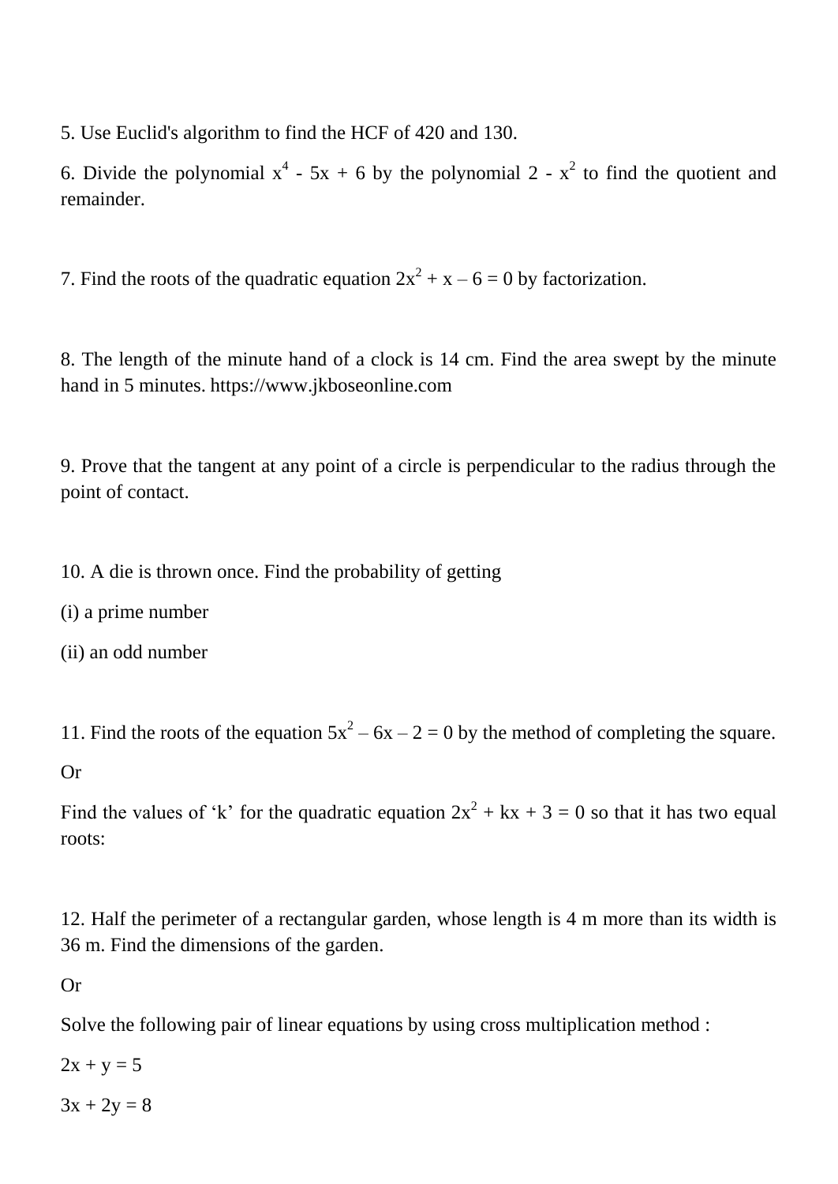5. Use Euclid's algorithm to find the HCF of 420 and 130.

6. Divide the polynomial $x^4 - 5x + 6$ by the polynomial $2 - x^2$ to find the quotient and remainder.

7. Find the roots of the quadratic equation $2x^2 + x – 6 = 0$ by factorization.

8. The length of the minute hand of a clock is 14 cm. Find the area swept by the minute hand in 5 minutes. https://www.jkboseonline.com

9. Prove that the tangent at any point of a circle is perpendicular to the radius through the point of contact.

10. A die is thrown once. Find the probability of getting

(i) a prime number

(ii) an odd number

11. Find the roots of the equation $5x^2 – 6x – 2 = 0$ by the method of completing the square.

Or

Find the values of 'k' for the quadratic equation $2x^2 + kx + 3 = 0$ so that it has two equal roots:

12. Half the perimeter of a rectangular garden, whose length is 4 m more than its width is 36 m. Find the dimensions of the garden.

Or

Solve the following pair of linear equations by using cross multiplication method :

$2x + y = 5$

$3x + 2y = 8$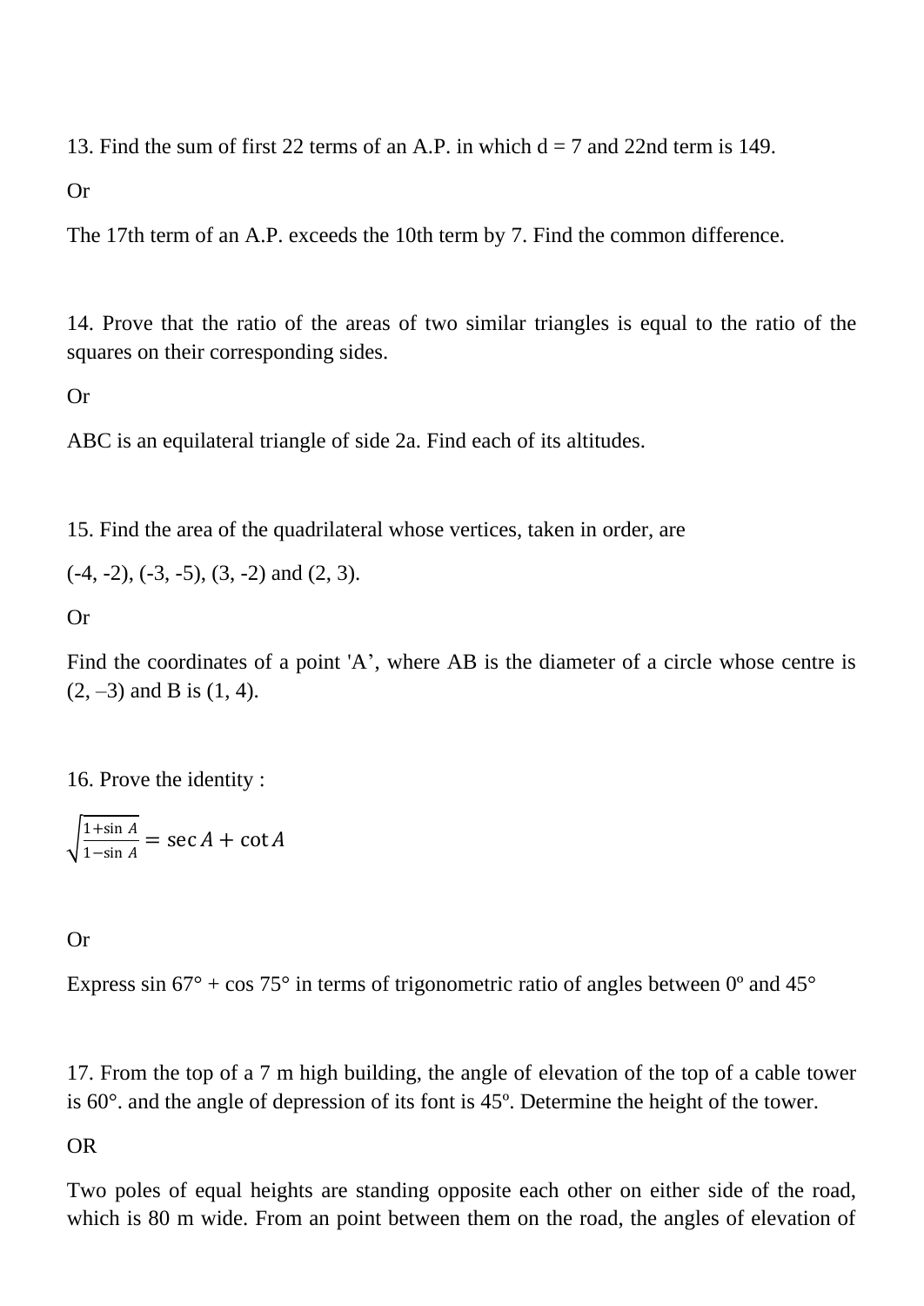13. Find the sum of first 22 terms of an A.P. in which d = 7 and 22nd term is 149.

Or

The 17th term of an A.P. exceeds the 10th term by 7. Find the common difference.

14. Prove that the ratio of the areas of two similar triangles is equal to the ratio of the squares on their corresponding sides.

Or

ABC is an equilateral triangle of side 2a. Find each of its altitudes.

15. Find the area of the quadrilateral whose vertices, taken in order, are

(-4, -2), (-3, -5), (3, -2) and (2, 3).

Or

Find the coordinates of a point 'A', where AB is the diameter of a circle whose centre is (2, –3) and B is (1, 4).

16. Prove the identity :

$$\sqrt{\frac{1+\sin A}{1-\sin A}} = \sec A + \cot A$$

Or

Express sin 67° + cos 75° in terms of trigonometric ratio of angles between 0º and 45°

17. From the top of a 7 m high building, the angle of elevation of the top of a cable tower is 60°. and the angle of depression of its font is 45º. Determine the height of the tower.

OR

Two poles of equal heights are standing opposite each other on either side of the road, which is 80 m wide. From an point between them on the road, the angles of elevation of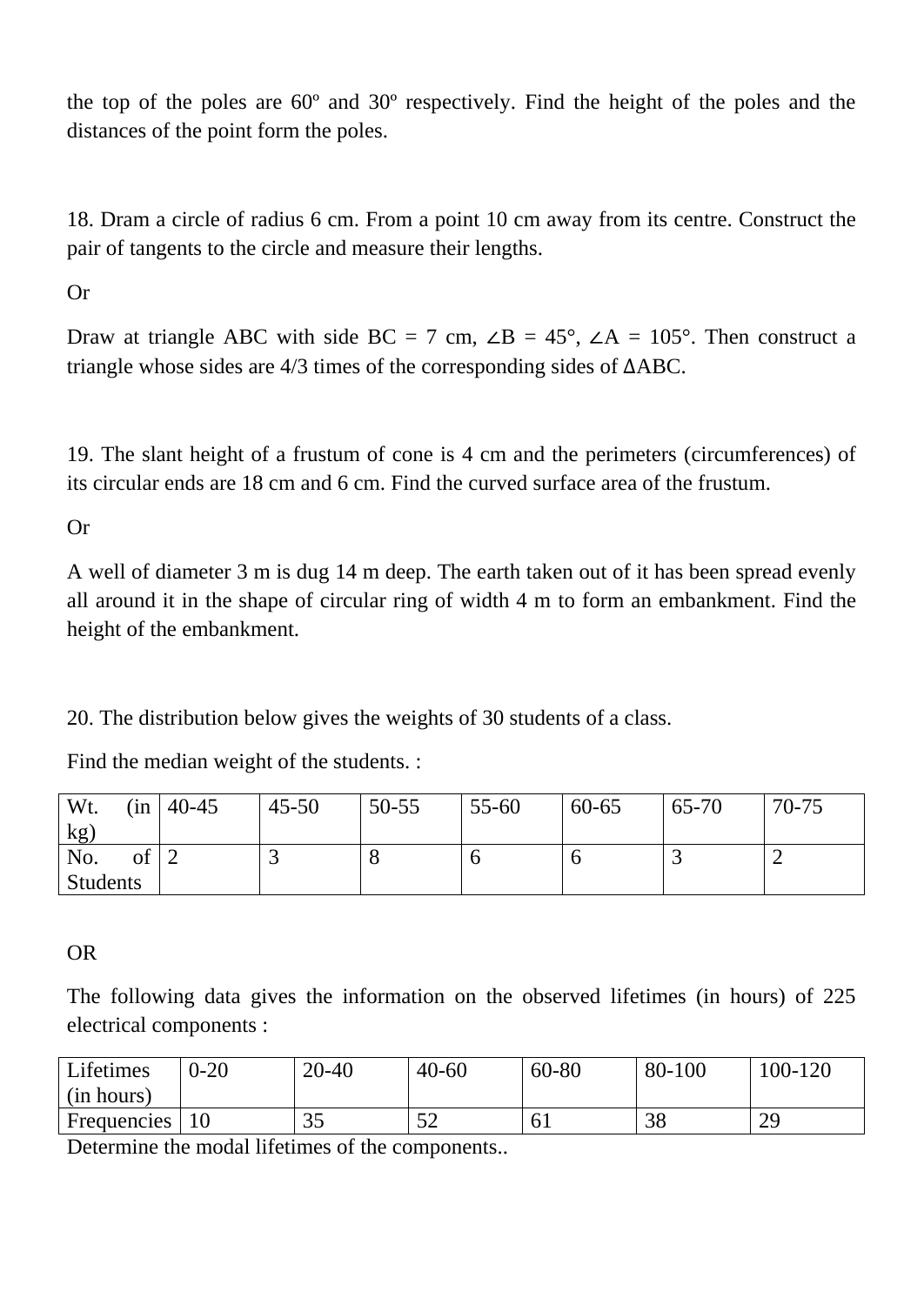the top of the poles are 60º and 30º respectively. Find the height of the poles and the distances of the point form the poles.

18. Dram a circle of radius 6 cm. From a point 10 cm away from its centre. Construct the pair of tangents to the circle and measure their lengths.

Or

Draw at triangle ABC with side BC = 7 cm, ∠B = 45°, ∠A = 105°. Then construct a triangle whose sides are 4/3 times of the corresponding sides of ΔABC.

19. The slant height of a frustum of cone is 4 cm and the perimeters (circumferences) of its circular ends are 18 cm and 6 cm. Find the curved surface area of the frustum.

Or

A well of diameter 3 m is dug 14 m deep. The earth taken out of it has been spread evenly all around it in the shape of circular ring of width 4 m to form an embankment. Find the height of the embankment.

20. The distribution below gives the weights of 30 students of a class.

Find the median weight of the students. :

| Wt. (in kg) | 40-45 | 45-50 | 50-55 | 55-60 | 60-65 | 65-70 | 70-75 |
|---|---|---|---|---|---|---|---|
| No. of Students | 2 | 3 | 8 | 6 | 6 | 3 | 2 |

OR

The following data gives the information on the observed lifetimes (in hours) of 225 electrical components :

| Lifetimes (in hours) | 0-20 | 20-40 | 40-60 | 60-80 | 80-100 | 100-120 |
|---|---|---|---|---|---|---|
| Frequencies | 10 | 35 | 52 | 61 | 38 | 29 |

Determine the modal lifetimes of the components..